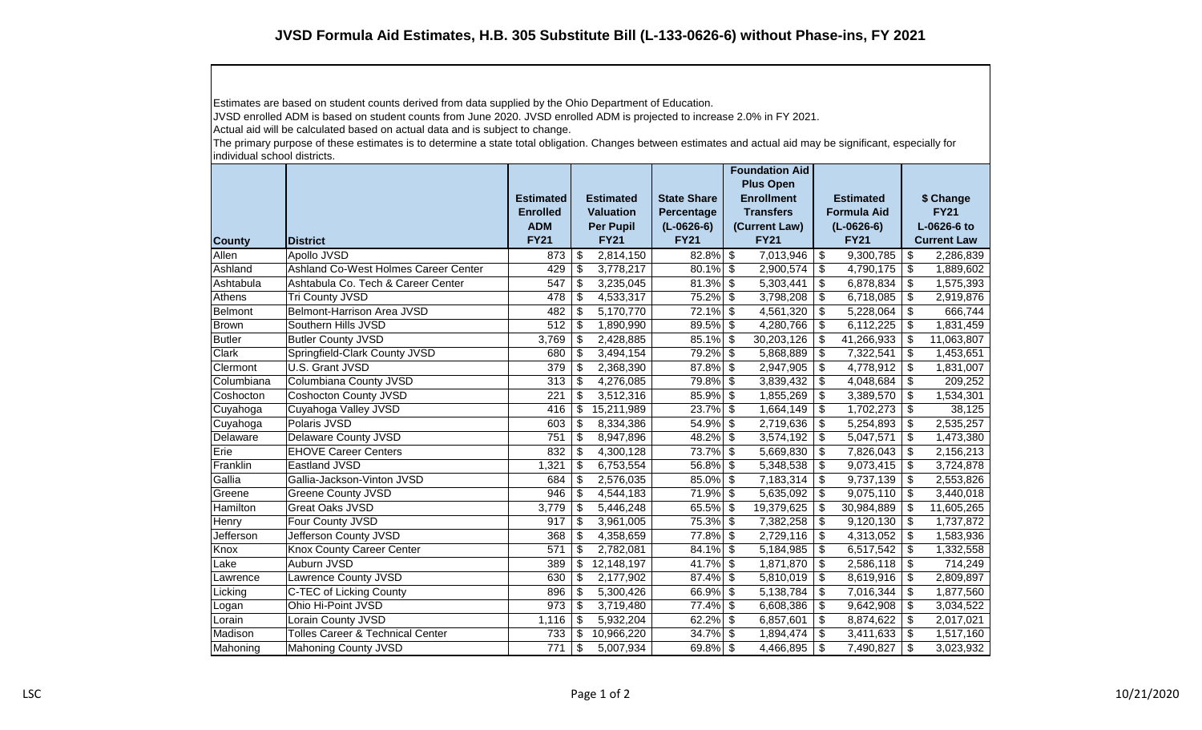# JVSD Formula Aid Estimates, H.B. 305 Substitute Bill (L-133-0626-6) without Phase-ins, FY 2021

Estimates are based on student counts derived from data supplied by the Ohio Department of Education.
JVSD enrolled ADM is based on student counts from June 2020. JVSD enrolled ADM is projected to increase 2.0% in FY 2021.
Actual aid will be calculated based on actual data and is subject to change.
The primary purpose of these estimates is to determine a state total obligation. Changes between estimates and actual aid may be significant, especially for individual school districts.

| County | District | Estimated Enrolled ADM FY21 | Estimated Valuation Per Pupil FY21 | State Share Percentage (L-0626-6) FY21 | Foundation Aid Plus Open Enrollment Transfers (Current Law) FY21 | Estimated Formula Aid (L-0626-6) FY21 | $ Change FY21 L-0626-6 to Current Law |
|---|---|---|---|---|---|---|---|
| Allen | Apollo JVSD | 873 | $ 2,814,150 | 82.8% | $ 7,013,946 | $ 9,300,785 | $ 2,286,839 |
| Ashland | Ashland Co-West Holmes Career Center | 429 | $ 3,778,217 | 80.1% | $ 2,900,574 | $ 4,790,175 | $ 1,889,602 |
| Ashtabula | Ashtabula Co. Tech & Career Center | 547 | $ 3,235,045 | 81.3% | $ 5,303,441 | $ 6,878,834 | $ 1,575,393 |
| Athens | Tri County JVSD | 478 | $ 4,533,317 | 75.2% | $ 3,798,208 | $ 6,718,085 | $ 2,919,876 |
| Belmont | Belmont-Harrison Area JVSD | 482 | $ 5,170,770 | 72.1% | $ 4,561,320 | $ 5,228,064 | $ 666,744 |
| Brown | Southern Hills JVSD | 512 | $ 1,890,990 | 89.5% | $ 4,280,766 | $ 6,112,225 | $ 1,831,459 |
| Butler | Butler County JVSD | 3,769 | $ 2,428,885 | 85.1% | $ 30,203,126 | $ 41,266,933 | $ 11,063,807 |
| Clark | Springfield-Clark County JVSD | 680 | $ 3,494,154 | 79.2% | $ 5,868,889 | $ 7,322,541 | $ 1,453,651 |
| Clermont | U.S. Grant JVSD | 379 | $ 2,368,390 | 87.8% | $ 2,947,905 | $ 4,778,912 | $ 1,831,007 |
| Columbiana | Columbiana County JVSD | 313 | $ 4,276,085 | 79.8% | $ 3,839,432 | $ 4,048,684 | $ 209,252 |
| Coshocton | Coshocton County JVSD | 221 | $ 3,512,316 | 85.9% | $ 1,855,269 | $ 3,389,570 | $ 1,534,301 |
| Cuyahoga | Cuyahoga Valley JVSD | 416 | $ 15,211,989 | 23.7% | $ 1,664,149 | $ 1,702,273 | $ 38,125 |
| Cuyahoga | Polaris JVSD | 603 | $ 8,334,386 | 54.9% | $ 2,719,636 | $ 5,254,893 | $ 2,535,257 |
| Delaware | Delaware County JVSD | 751 | $ 8,947,896 | 48.2% | $ 3,574,192 | $ 5,047,571 | $ 1,473,380 |
| Erie | EHOVE Career Centers | 832 | $ 4,300,128 | 73.7% | $ 5,669,830 | $ 7,826,043 | $ 2,156,213 |
| Franklin | Eastland JVSD | 1,321 | $ 6,753,554 | 56.8% | $ 5,348,538 | $ 9,073,415 | $ 3,724,878 |
| Gallia | Gallia-Jackson-Vinton JVSD | 684 | $ 2,576,035 | 85.0% | $ 7,183,314 | $ 9,737,139 | $ 2,553,826 |
| Greene | Greene County JVSD | 946 | $ 4,544,183 | 71.9% | $ 5,635,092 | $ 9,075,110 | $ 3,440,018 |
| Hamilton | Great Oaks JVSD | 3,779 | $ 5,446,248 | 65.5% | $ 19,379,625 | $ 30,984,889 | $ 11,605,265 |
| Henry | Four County JVSD | 917 | $ 3,961,005 | 75.3% | $ 7,382,258 | $ 9,120,130 | $ 1,737,872 |
| Jefferson | Jefferson County JVSD | 368 | $ 4,358,659 | 77.8% | $ 2,729,116 | $ 4,313,052 | $ 1,583,936 |
| Knox | Knox County Career Center | 571 | $ 2,782,081 | 84.1% | $ 5,184,985 | $ 6,517,542 | $ 1,332,558 |
| Lake | Auburn JVSD | 389 | $ 12,148,197 | 41.7% | $ 1,871,870 | $ 2,586,118 | $ 714,249 |
| Lawrence | Lawrence County JVSD | 630 | $ 2,177,902 | 87.4% | $ 5,810,019 | $ 8,619,916 | $ 2,809,897 |
| Licking | C-TEC of Licking County | 896 | $ 5,300,426 | 66.9% | $ 5,138,784 | $ 7,016,344 | $ 1,877,560 |
| Logan | Ohio Hi-Point JVSD | 973 | $ 3,719,480 | 77.4% | $ 6,608,386 | $ 9,642,908 | $ 3,034,522 |
| Lorain | Lorain County JVSD | 1,116 | $ 5,932,204 | 62.2% | $ 6,857,601 | $ 8,874,622 | $ 2,017,021 |
| Madison | Tolles Career & Technical Center | 733 | $ 10,966,220 | 34.7% | $ 1,894,474 | $ 3,411,633 | $ 1,517,160 |
| Mahoning | Mahoning County JVSD | 771 | $ 5,007,934 | 69.8% | $ 4,466,895 | $ 7,490,827 | $ 3,023,932 |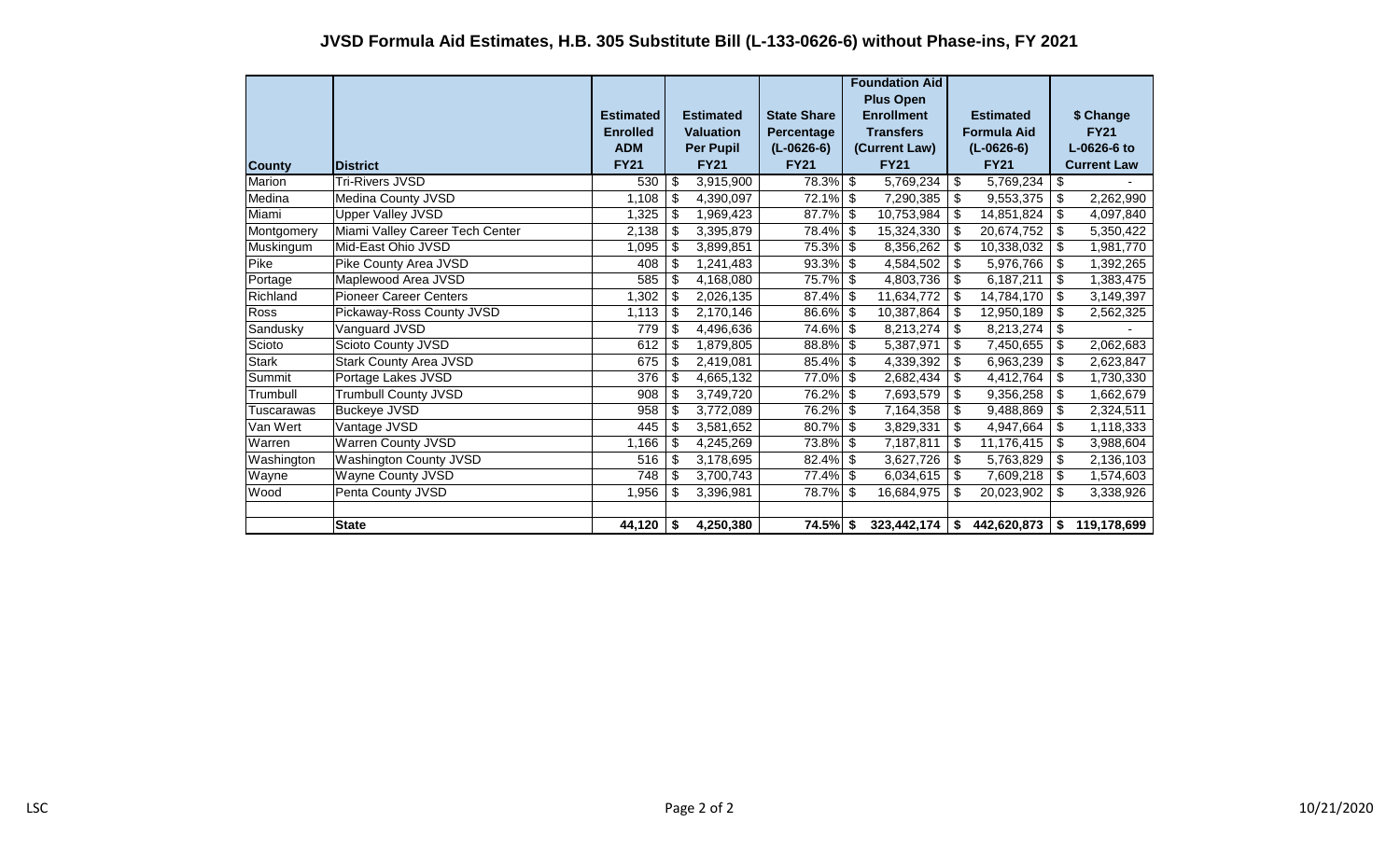# JVSD Formula Aid Estimates, H.B. 305 Substitute Bill (L-133-0626-6) without Phase-ins, FY 2021

| County | District | Estimated Enrolled ADM FY21 | Estimated Valuation Per Pupil FY21 | State Share Percentage (L-0626-6) FY21 | Foundation Aid Plus Open Enrollment Transfers (Current Law) FY21 | Estimated Formula Aid (L-0626-6) FY21 | $ Change FY21 L-0626-6 to Current Law |
|---|---|---|---|---|---|---|---|
| Marion | Tri-Rivers JVSD | 530 | $ 3,915,900 | 78.3% | $ 5,769,234 | $ 5,769,234 | $ - |
| Medina | Medina County JVSD | 1,108 | $ 4,390,097 | 72.1% | $ 7,290,385 | $ 9,553,375 | $ 2,262,990 |
| Miami | Upper Valley JVSD | 1,325 | $ 1,969,423 | 87.7% | $ 10,753,984 | $ 14,851,824 | $ 4,097,840 |
| Montgomery | Miami Valley Career Tech Center | 2,138 | $ 3,395,879 | 78.4% | $ 15,324,330 | $ 20,674,752 | $ 5,350,422 |
| Muskingum | Mid-East Ohio JVSD | 1,095 | $ 3,899,851 | 75.3% | $ 8,356,262 | $ 10,338,032 | $ 1,981,770 |
| Pike | Pike County Area JVSD | 408 | $ 1,241,483 | 93.3% | $ 4,584,502 | $ 5,976,766 | $ 1,392,265 |
| Portage | Maplewood Area JVSD | 585 | $ 4,168,080 | 75.7% | $ 4,803,736 | $ 6,187,211 | $ 1,383,475 |
| Richland | Pioneer Career Centers | 1,302 | $ 2,026,135 | 87.4% | $ 11,634,772 | $ 14,784,170 | $ 3,149,397 |
| Ross | Pickaway-Ross County JVSD | 1,113 | $ 2,170,146 | 86.6% | $ 10,387,864 | $ 12,950,189 | $ 2,562,325 |
| Sandusky | Vanguard JVSD | 779 | $ 4,496,636 | 74.6% | $ 8,213,274 | $ 8,213,274 | $ - |
| Scioto | Scioto County JVSD | 612 | $ 1,879,805 | 88.8% | $ 5,387,971 | $ 7,450,655 | $ 2,062,683 |
| Stark | Stark County Area JVSD | 675 | $ 2,419,081 | 85.4% | $ 4,339,392 | $ 6,963,239 | $ 2,623,847 |
| Summit | Portage Lakes JVSD | 376 | $ 4,665,132 | 77.0% | $ 2,682,434 | $ 4,412,764 | $ 1,730,330 |
| Trumbull | Trumbull County JVSD | 908 | $ 3,749,720 | 76.2% | $ 7,693,579 | $ 9,356,258 | $ 1,662,679 |
| Tuscarawas | Buckeye JVSD | 958 | $ 3,772,089 | 76.2% | $ 7,164,358 | $ 9,488,869 | $ 2,324,511 |
| Van Wert | Vantage JVSD | 445 | $ 3,581,652 | 80.7% | $ 3,829,331 | $ 4,947,664 | $ 1,118,333 |
| Warren | Warren County JVSD | 1,166 | $ 4,245,269 | 73.8% | $ 7,187,811 | $ 11,176,415 | $ 3,988,604 |
| Washington | Washington County JVSD | 516 | $ 3,178,695 | 82.4% | $ 3,627,726 | $ 5,763,829 | $ 2,136,103 |
| Wayne | Wayne County JVSD | 748 | $ 3,700,743 | 77.4% | $ 6,034,615 | $ 7,609,218 | $ 1,574,603 |
| Wood | Penta County JVSD | 1,956 | $ 3,396,981 | 78.7% | $ 16,684,975 | $ 20,023,902 | $ 3,338,926 |
| | | | | | | | |
| | **State** | **44,120** | **$ 4,250,380** | **74.5%** | **$ 323,442,174** | **$ 442,620,873** | **$ 119,178,699** |

LSC

10/21/2020